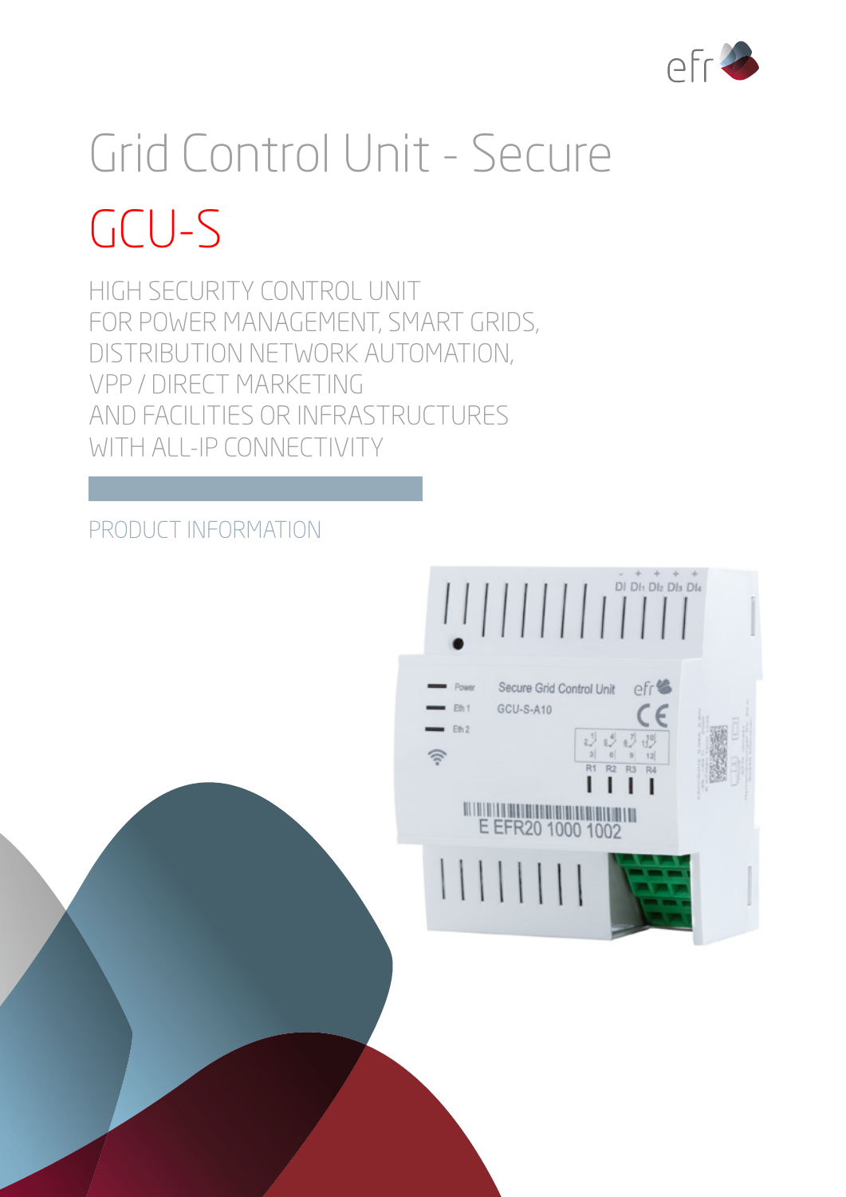# Grid Control Unit - Secure

## GCU-S

HIGH SECURITY CONTROL UNIT
FOR POWER MANAGEMENT, SMART GRIDS,
DISTRIBUTION NETWORK AUTOMATION,
VPP / DIRECT MARKETING
AND FACILITIES OR INFRASTRUCTURES
WITH ALL-IP CONNECTIVITY

PRODUCT INFORMATION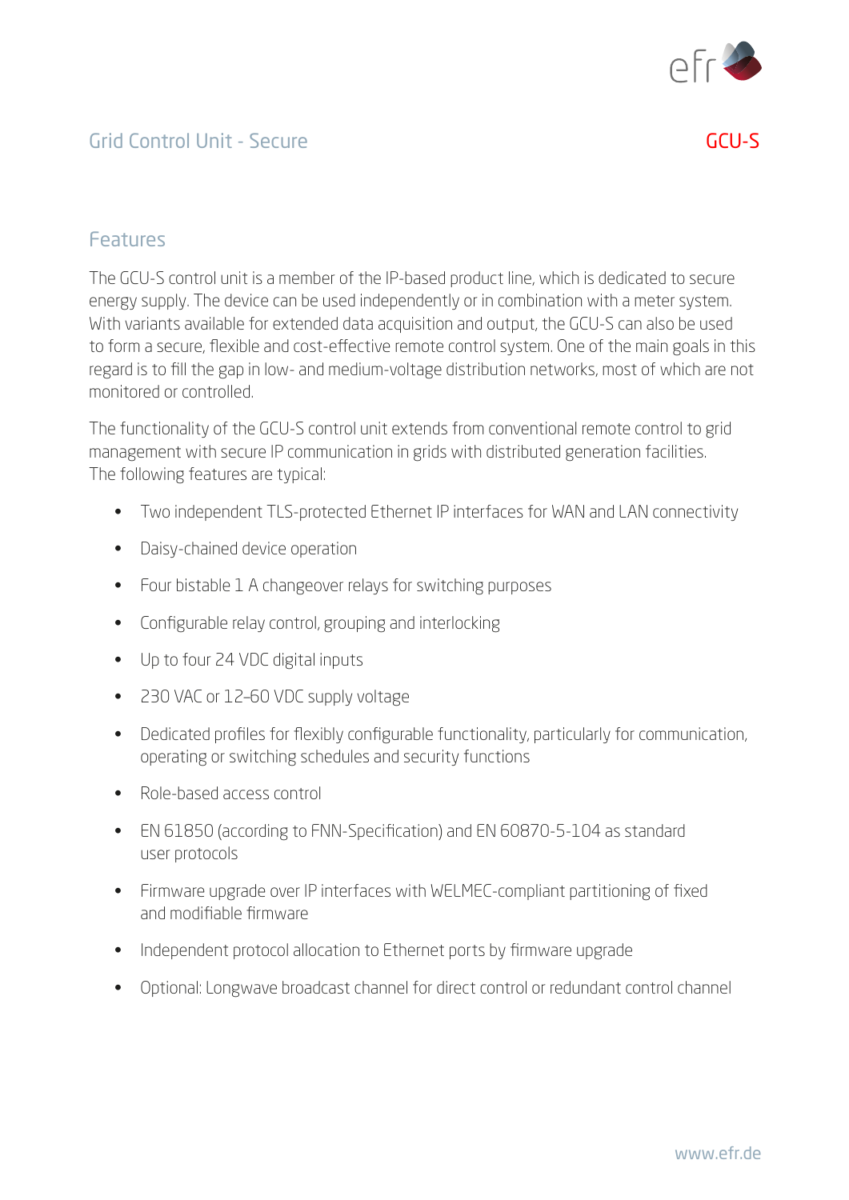## Grid Control Unit - Secure

**GCU-S**

### Features

The GCU-S control unit is a member of the IP-based product line, which is dedicated to secure energy supply. The device can be used independently or in combination with a meter system. With variants available for extended data acquisition and output, the GCU-S can also be used to form a secure, flexible and cost-effective remote control system. One of the main goals in this regard is to fill the gap in low- and medium-voltage distribution networks, most of which are not monitored or controlled.

The functionality of the GCU-S control unit extends from conventional remote control to grid management with secure IP communication in grids with distributed generation facilities. The following features are typical:

- Two independent TLS-protected Ethernet IP interfaces for WAN and LAN connectivity
- Daisy-chained device operation
- Four bistable 1 A changeover relays for switching purposes
- Configurable relay control, grouping and interlocking
- Up to four 24 VDC digital inputs
- 230 VAC or 12–60 VDC supply voltage
- Dedicated profiles for flexibly configurable functionality, particularly for communication, operating or switching schedules and security functions
- Role-based access control
- EN 61850 (according to FNN-Specification) and EN 60870-5-104 as standard user protocols
- Firmware upgrade over IP interfaces with WELMEC-compliant partitioning of fixed and modifiable firmware
- Independent protocol allocation to Ethernet ports by firmware upgrade
- Optional: Longwave broadcast channel for direct control or redundant control channel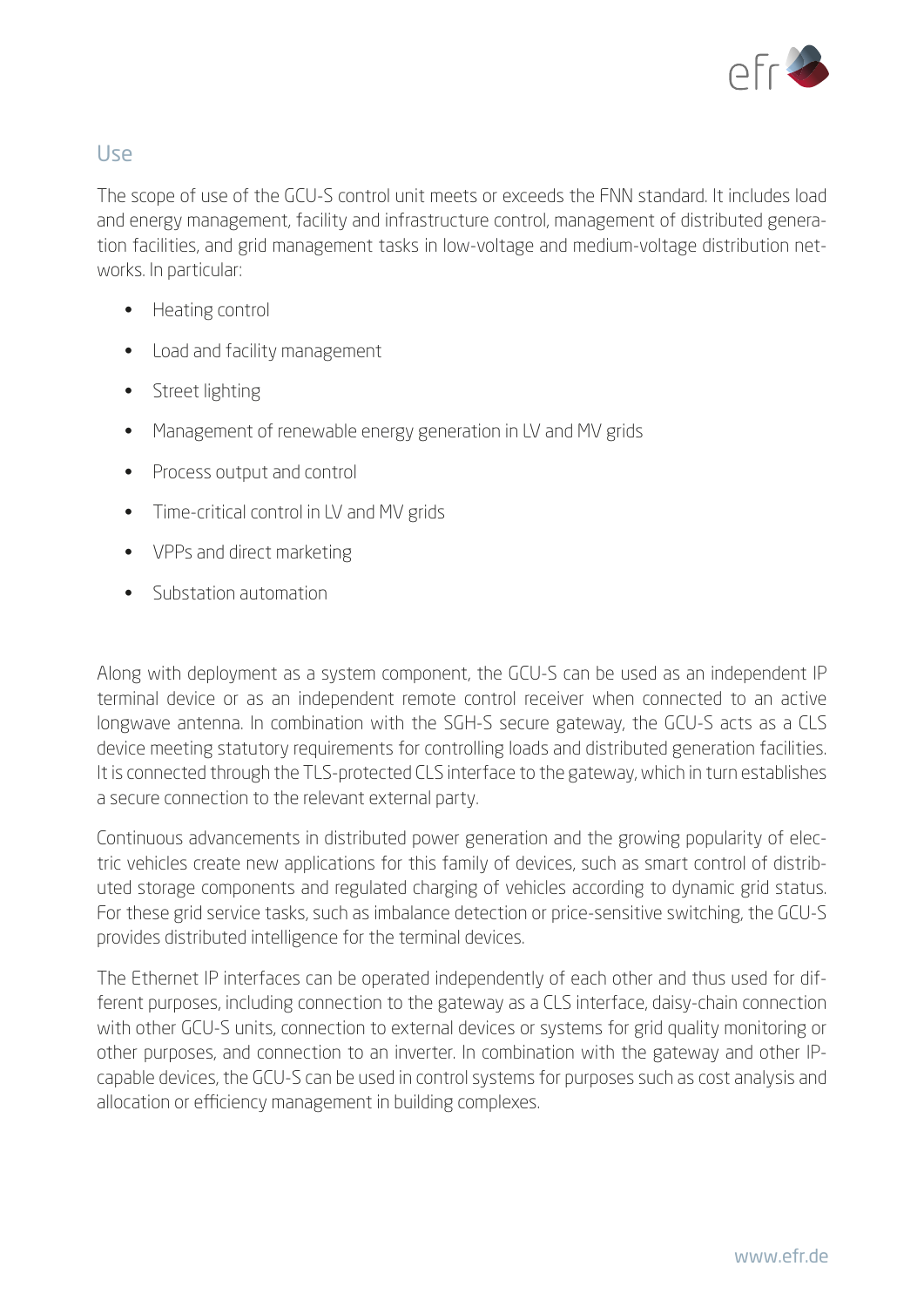## Use

The scope of use of the GCU-S control unit meets or exceeds the FNN standard. It includes load and energy management, facility and infrastructure control, management of distributed generation facilities, and grid management tasks in low-voltage and medium-voltage distribution networks. In particular:

- Heating control
- Load and facility management
- Street lighting
- Management of renewable energy generation in LV and MV grids
- Process output and control
- Time-critical control in LV and MV grids
- VPPs and direct marketing
- Substation automation

Along with deployment as a system component, the GCU-S can be used as an independent IP terminal device or as an independent remote control receiver when connected to an active longwave antenna. In combination with the SGH-S secure gateway, the GCU-S acts as a CLS device meeting statutory requirements for controlling loads and distributed generation facilities. It is connected through the TLS-protected CLS interface to the gateway, which in turn establishes a secure connection to the relevant external party.

Continuous advancements in distributed power generation and the growing popularity of electric vehicles create new applications for this family of devices, such as smart control of distributed storage components and regulated charging of vehicles according to dynamic grid status. For these grid service tasks, such as imbalance detection or price-sensitive switching, the GCU-S provides distributed intelligence for the terminal devices.

The Ethernet IP interfaces can be operated independently of each other and thus used for different purposes, including connection to the gateway as a CLS interface, daisy-chain connection with other GCU-S units, connection to external devices or systems for grid quality monitoring or other purposes, and connection to an inverter. In combination with the gateway and other IP-capable devices, the GCU-S can be used in control systems for purposes such as cost analysis and allocation or efficiency management in building complexes.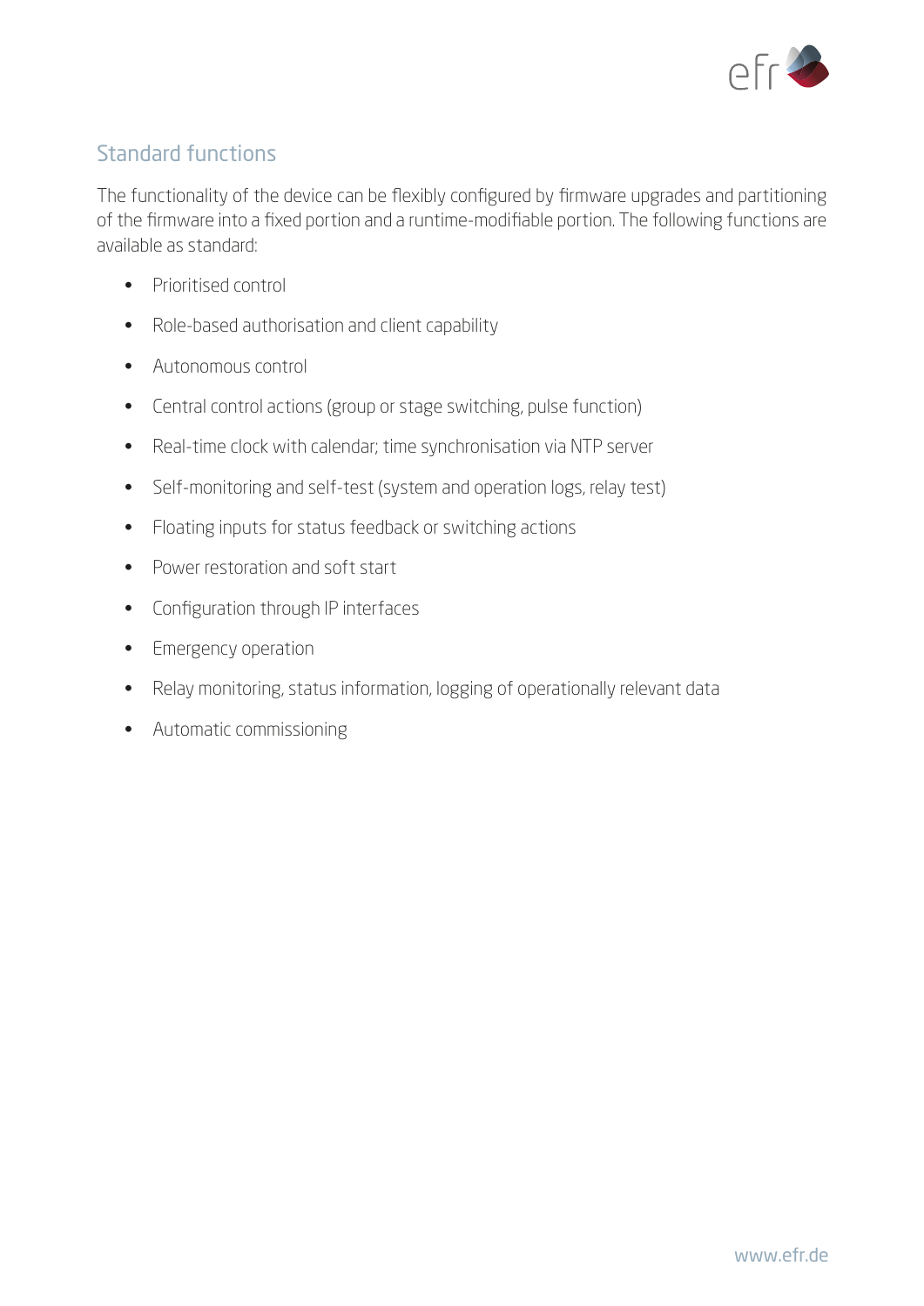## Standard functions

The functionality of the device can be flexibly configured by firmware upgrades and partitioning of the firmware into a fixed portion and a runtime-modifiable portion. The following functions are available as standard:

- Prioritised control
- Role-based authorisation and client capability
- Autonomous control
- Central control actions (group or stage switching, pulse function)
- Real-time clock with calendar; time synchronisation via NTP server
- Self-monitoring and self-test (system and operation logs, relay test)
- Floating inputs for status feedback or switching actions
- Power restoration and soft start
- Configuration through IP interfaces
- Emergency operation
- Relay monitoring, status information, logging of operationally relevant data
- Automatic commissioning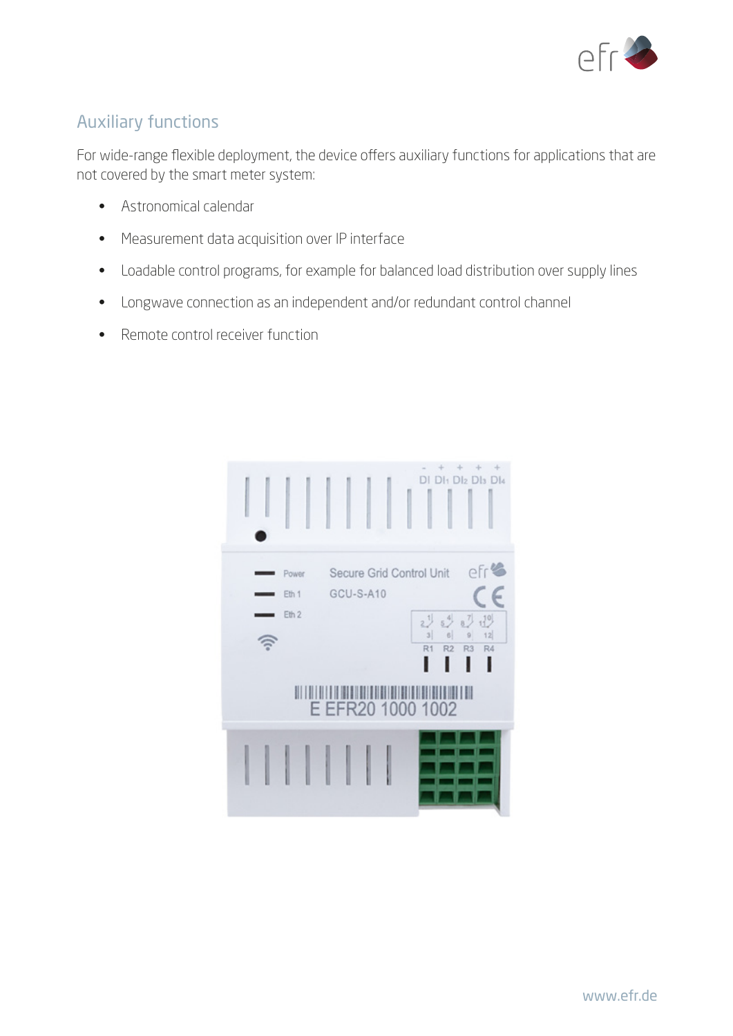## Auxiliary functions

For wide-range flexible deployment, the device offers auxiliary functions for applications that are not covered by the smart meter system:

- Astronomical calendar
- Measurement data acquisition over IP interface
- Loadable control programs, for example for balanced load distribution over supply lines
- Longwave connection as an independent and/or redundant control channel
- Remote control receiver function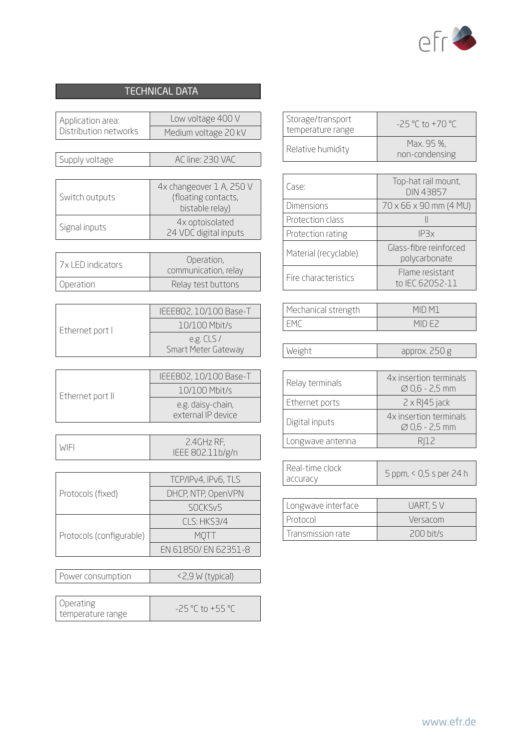## TECHNICAL DATA

| Application area: Distribution networks | Low voltage 400 V |
| --- | --- |
| | Medium voltage 20 kV |

| Supply voltage | AC line: 230 VAC |
| --- | --- |

| Switch outputs | 4x changeover 1 A, 250 V (floating contacts, bistable relay) |
| --- | --- |
| Signal inputs | 4x optoisolated 24 VDC digital inputs |

| 7x LED indicators | Operation, communication, relay |
| --- | --- |
| Operation | Relay test buttons |

| Ethernet port I | IEEE802, 10/100 Base-T |
| --- | --- |
| | 10/100 Mbit/s |
| | e.g. CLS / Smart Meter Gateway |

| Ethernet port II | IEEE802, 10/100 Base-T |
| --- | --- |
| | 10/100 Mbit/s |
| | e.g. daisy-chain, external IP device |

| WIFI | 2.4GHz RF, IEEE 802.11b/g/n |
| --- | --- |

| Protocols (fixed) | TCP/IPv4, IPv6, TLS |
| --- | --- |
| | DHCP, NTP, OpenVPN |
| | SOCKSv5 |
| Protocols (configurable) | CLS: HKS3/4 |
| | MQTT |
| | EN 61850/ EN 62351-8 |

| Power consumption | <2,9 W (typical) |
| --- | --- |

| Operating temperature range | -25 °C to +55 °C |
| --- | --- |

| Storage/transport temperature range | -25 °C to +70 °C |
| --- | --- |
| Relative humidity | Max. 95 %, non-condensing |

| Case: | Top-hat rail mount, DIN 43857 |
| --- | --- |
| Dimensions | 70 x 66 x 90 mm (4 MU) |
| Protection class | II |
| Protection rating | IP3x |
| Material (recyclable) | Glass-fibre reinforced polycarbonate |
| Fire characteristics | Flame resistant to IEC 62052-11 |

| Mechanical strength | MID M1 |
| --- | --- |
| EMC | MID E2 |

| Weight | approx. 250 g |
| --- | --- |

| Relay terminals | 4x insertion terminals ∅ 0,6 - 2,5 mm |
| --- | --- |
| Ethernet ports | 2 x RJ45 jack |
| Digital inputs | 4x insertion terminals ∅ 0,6 - 2,5 mm |
| Longwave antenna | RJ12 |

| Real-time clock accuracy | 5 ppm, < 0,5 s per 24 h |
| --- | --- |

| Longwave interface | UART, 5 V |
| --- | --- |
| Protocol | Versacom |
| Transmission rate | 200 bit/s |

www.efr.de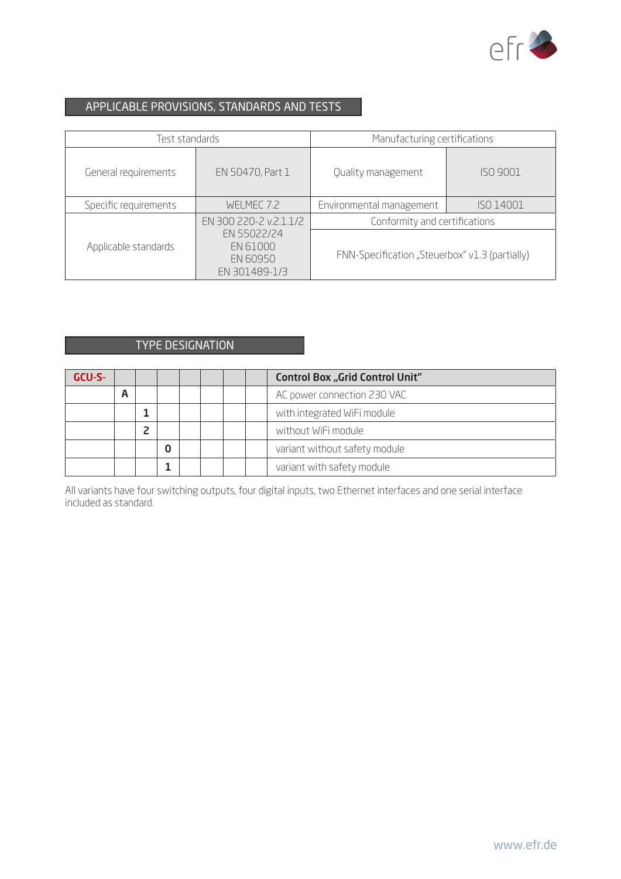## APPLICABLE PROVISIONS, STANDARDS AND TESTS

| Test standards | | Manufacturing certifications | |
|---|---|---|---|
| General requirements | EN 50470, Part 1 | Quality management | ISO 9001 |
| Specific requirements | WELMEC 7.2 | Environmental management | ISO 14001 |
| Applicable standards | EN 300 220-2 v.2.1.1/2<br>EN 55022/24<br>EN 61000<br>EN 60950<br>EN 301489-1/3 | Conformity and certifications | |
| | | FNN-Specification „Steuerbox" v1.3 (partially) | |

## TYPE DESIGNATION

| GCU-S- | | | | | | | | Control Box „Grid Control Unit" |
|---|---|---|---|---|---|---|---|---|
| | A | | | | | | | AC power connection 230 VAC |
| | | 1 | | | | | | with integrated WiFi module |
| | | 2 | | | | | | without WiFi module |
| | | | 0 | | | | | variant without safety module |
| | | | 1 | | | | | variant with safety module |

All variants have four switching outputs, four digital inputs, two Ethernet interfaces and one serial interface included as standard.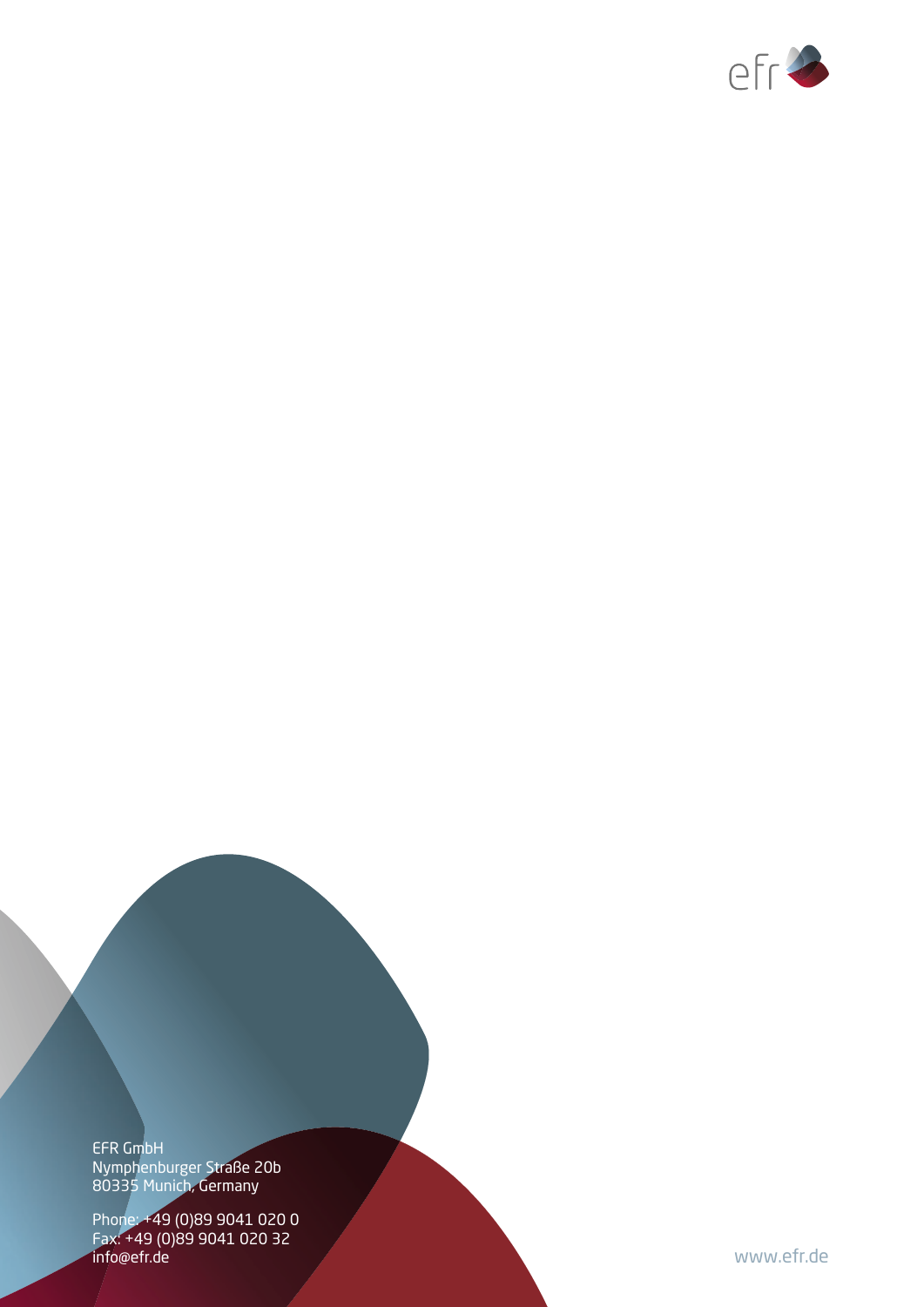EFR GmbH
Nymphenburger Straße 20b
80335 Munich, Germany

Phone: +49 (0)89 9041 020 0
Fax: +49 (0)89 9041 020 32
info@efr.de

www.efr.de